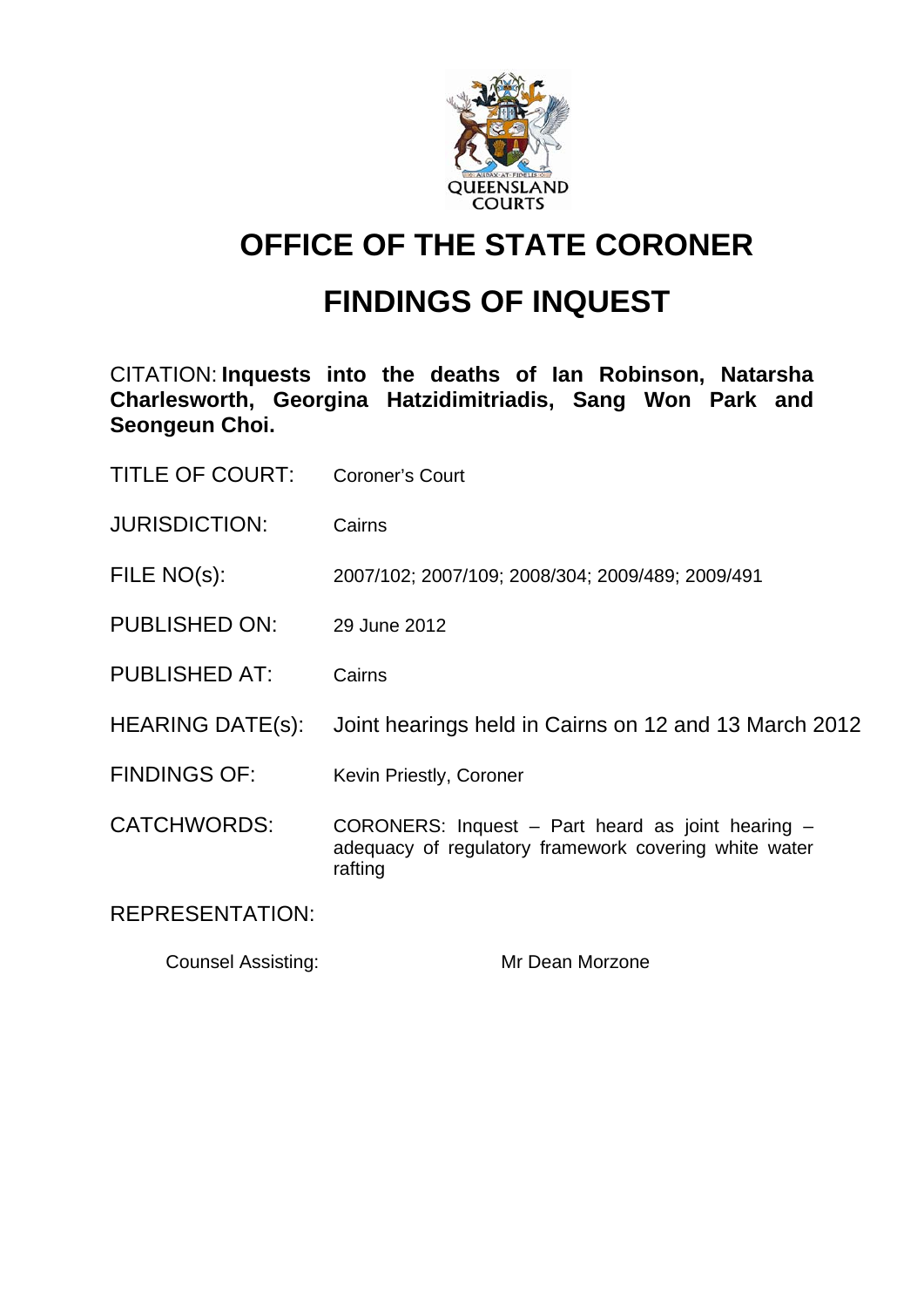# OFFICE OF THE STATE CORONER

# FINDINGS OF INQUEST

CITATION: **Inquests into the deaths of Ian Robinson, Natarsha Charlesworth, Georgina Hatzidimitriadis, Sang Won Park and Seongeun Choi.**

TITLE OF COURT: Coroner's Court

JURISDICTION: Cairns

FILE NO(s): 2007/102; 2007/109; 2008/304; 2009/489; 2009/491

PUBLISHED ON: 29 June 2012

PUBLISHED AT: Cairns

HEARING DATE(s): Joint hearings held in Cairns on 12 and 13 March 2012

FINDINGS OF: Kevin Priestly, Coroner

CATCHWORDS: CORONERS: Inquest – Part heard as joint hearing – adequacy of regulatory framework covering white water rafting

REPRESENTATION:

Counsel Assisting: Mr Dean Morzone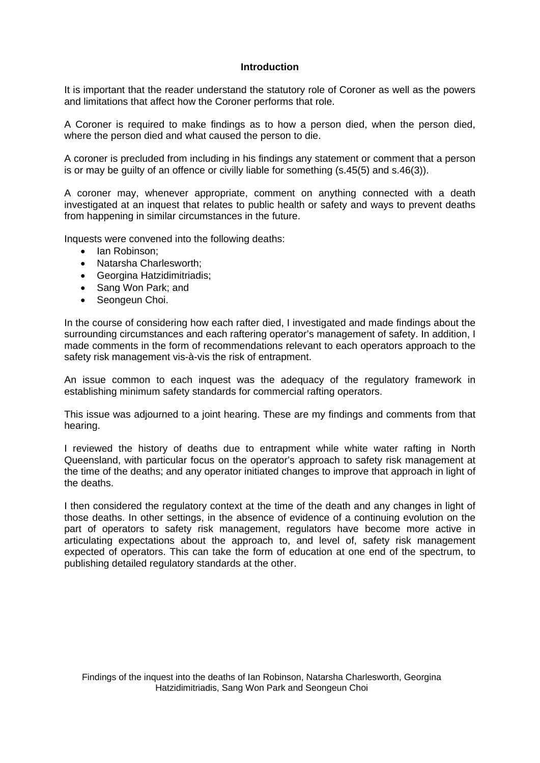## Introduction

It is important that the reader understand the statutory role of Coroner as well as the powers and limitations that affect how the Coroner performs that role.

A Coroner is required to make findings as to how a person died, when the person died, where the person died and what caused the person to die.

A coroner is precluded from including in his findings any statement or comment that a person is or may be guilty of an offence or civilly liable for something (s.45(5) and s.46(3)).

A coroner may, whenever appropriate, comment on anything connected with a death investigated at an inquest that relates to public health or safety and ways to prevent deaths from happening in similar circumstances in the future.

Inquests were convened into the following deaths:

- Ian Robinson;
- Natarsha Charlesworth;
- Georgina Hatzidimitriadis;
- Sang Won Park; and
- Seongeun Choi.

In the course of considering how each rafter died, I investigated and made findings about the surrounding circumstances and each raftering operator's management of safety. In addition, I made comments in the form of recommendations relevant to each operators approach to the safety risk management vis-à-vis the risk of entrapment.

An issue common to each inquest was the adequacy of the regulatory framework in establishing minimum safety standards for commercial rafting operators.

This issue was adjourned to a joint hearing. These are my findings and comments from that hearing.

I reviewed the history of deaths due to entrapment while white water rafting in North Queensland, with particular focus on the operator's approach to safety risk management at the time of the deaths; and any operator initiated changes to improve that approach in light of the deaths.

I then considered the regulatory context at the time of the death and any changes in light of those deaths. In other settings, in the absence of evidence of a continuing evolution on the part of operators to safety risk management, regulators have become more active in articulating expectations about the approach to, and level of, safety risk management expected of operators. This can take the form of education at one end of the spectrum, to publishing detailed regulatory standards at the other.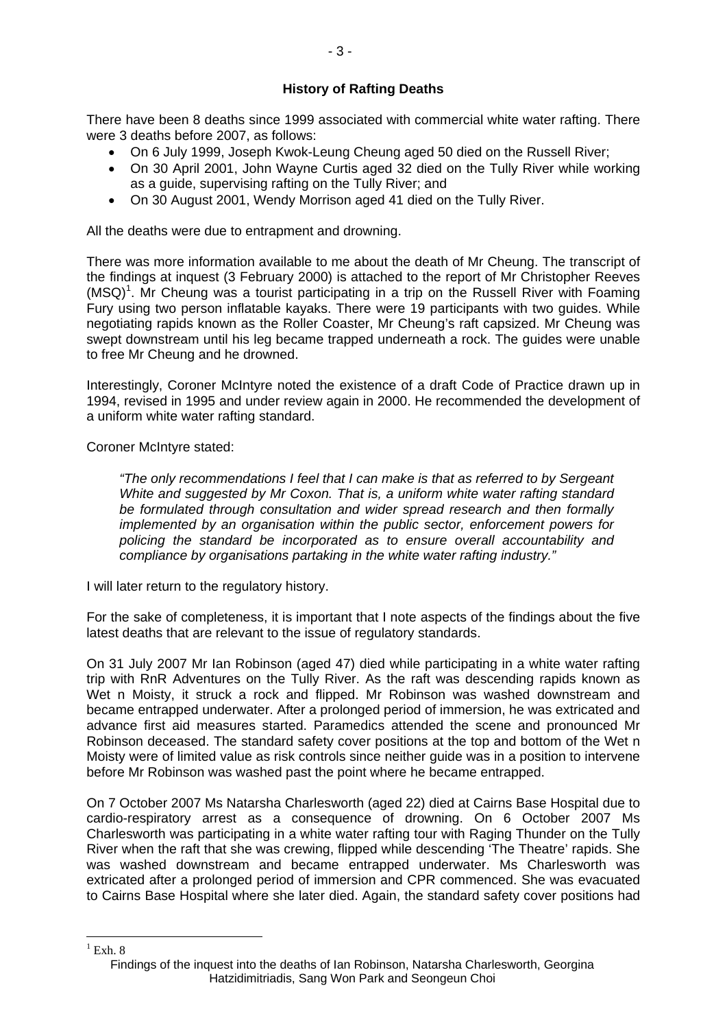**History of Rafting Deaths**

There have been 8 deaths since 1999 associated with commercial white water rafting. There were 3 deaths before 2007, as follows:

- On 6 July 1999, Joseph Kwok-Leung Cheung aged 50 died on the Russell River;
- On 30 April 2001, John Wayne Curtis aged 32 died on the Tully River while working as a guide, supervising rafting on the Tully River; and
- On 30 August 2001, Wendy Morrison aged 41 died on the Tully River.

All the deaths were due to entrapment and drowning.

There was more information available to me about the death of Mr Cheung. The transcript of the findings at inquest (3 February 2000) is attached to the report of Mr Christopher Reeves (MSQ)[1]. Mr Cheung was a tourist participating in a trip on the Russell River with Foaming Fury using two person inflatable kayaks. There were 19 participants with two guides. While negotiating rapids known as the Roller Coaster, Mr Cheung's raft capsized. Mr Cheung was swept downstream until his leg became trapped underneath a rock. The guides were unable to free Mr Cheung and he drowned.

Interestingly, Coroner McIntyre noted the existence of a draft Code of Practice drawn up in 1994, revised in 1995 and under review again in 2000. He recommended the development of a uniform white water rafting standard.

Coroner McIntyre stated:

> *"The only recommendations I feel that I can make is that as referred to by Sergeant White and suggested by Mr Coxon. That is, a uniform white water rafting standard be formulated through consultation and wider spread research and then formally implemented by an organisation within the public sector, enforcement powers for policing the standard be incorporated as to ensure overall accountability and compliance by organisations partaking in the white water rafting industry."*

I will later return to the regulatory history.

For the sake of completeness, it is important that I note aspects of the findings about the five latest deaths that are relevant to the issue of regulatory standards.

On 31 July 2007 Mr Ian Robinson (aged 47) died while participating in a white water rafting trip with RnR Adventures on the Tully River. As the raft was descending rapids known as Wet n Moisty, it struck a rock and flipped. Mr Robinson was washed downstream and became entrapped underwater. After a prolonged period of immersion, he was extricated and advance first aid measures started. Paramedics attended the scene and pronounced Mr Robinson deceased. The standard safety cover positions at the top and bottom of the Wet n Moisty were of limited value as risk controls since neither guide was in a position to intervene before Mr Robinson was washed past the point where he became entrapped.

On 7 October 2007 Ms Natarsha Charlesworth (aged 22) died at Cairns Base Hospital due to cardio-respiratory arrest as a consequence of drowning. On 6 October 2007 Ms Charlesworth was participating in a white water rafting tour with Raging Thunder on the Tully River when the raft that she was crewing, flipped while descending 'The Theatre' rapids. She was washed downstream and became entrapped underwater. Ms Charlesworth was extricated after a prolonged period of immersion and CPR commenced. She was evacuated to Cairns Base Hospital where she later died. Again, the standard safety cover positions had

[1] Exh. 8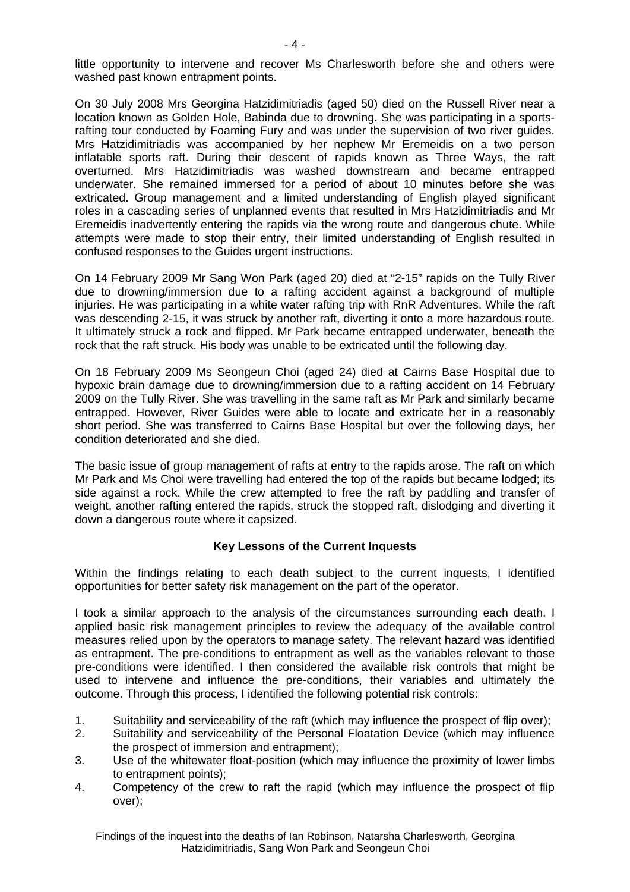little opportunity to intervene and recover Ms Charlesworth before she and others were washed past known entrapment points.

On 30 July 2008 Mrs Georgina Hatzidimitriadis (aged 50) died on the Russell River near a location known as Golden Hole, Babinda due to drowning. She was participating in a sports-rafting tour conducted by Foaming Fury and was under the supervision of two river guides. Mrs Hatzidimitriadis was accompanied by her nephew Mr Eremeidis on a two person inflatable sports raft. During their descent of rapids known as Three Ways, the raft overturned. Mrs Hatzidimitriadis was washed downstream and became entrapped underwater. She remained immersed for a period of about 10 minutes before she was extricated. Group management and a limited understanding of English played significant roles in a cascading series of unplanned events that resulted in Mrs Hatzidimitriadis and Mr Eremeidis inadvertently entering the rapids via the wrong route and dangerous chute. While attempts were made to stop their entry, their limited understanding of English resulted in confused responses to the Guides urgent instructions.

On 14 February 2009 Mr Sang Won Park (aged 20) died at "2-15" rapids on the Tully River due to drowning/immersion due to a rafting accident against a background of multiple injuries. He was participating in a white water rafting trip with RnR Adventures. While the raft was descending 2-15, it was struck by another raft, diverting it onto a more hazardous route. It ultimately struck a rock and flipped. Mr Park became entrapped underwater, beneath the rock that the raft struck. His body was unable to be extricated until the following day.

On 18 February 2009 Ms Seongeun Choi (aged 24) died at Cairns Base Hospital due to hypoxic brain damage due to drowning/immersion due to a rafting accident on 14 February 2009 on the Tully River. She was travelling in the same raft as Mr Park and similarly became entrapped. However, River Guides were able to locate and extricate her in a reasonably short period. She was transferred to Cairns Base Hospital but over the following days, her condition deteriorated and she died.

The basic issue of group management of rafts at entry to the rapids arose. The raft on which Mr Park and Ms Choi were travelling had entered the top of the rapids but became lodged; its side against a rock. While the crew attempted to free the raft by paddling and transfer of weight, another rafting entered the rapids, struck the stopped raft, dislodging and diverting it down a dangerous route where it capsized.

**Key Lessons of the Current Inquests**

Within the findings relating to each death subject to the current inquests, I identified opportunities for better safety risk management on the part of the operator.

I took a similar approach to the analysis of the circumstances surrounding each death. I applied basic risk management principles to review the adequacy of the available control measures relied upon by the operators to manage safety. The relevant hazard was identified as entrapment. The pre-conditions to entrapment as well as the variables relevant to those pre-conditions were identified. I then considered the available risk controls that might be used to intervene and influence the pre-conditions, their variables and ultimately the outcome. Through this process, I identified the following potential risk controls:

1. Suitability and serviceability of the raft (which may influence the prospect of flip over);
2. Suitability and serviceability of the Personal Floatation Device (which may influence the prospect of immersion and entrapment);
3. Use of the whitewater float-position (which may influence the proximity of lower limbs to entrapment points);
4. Competency of the crew to raft the rapid (which may influence the prospect of flip over);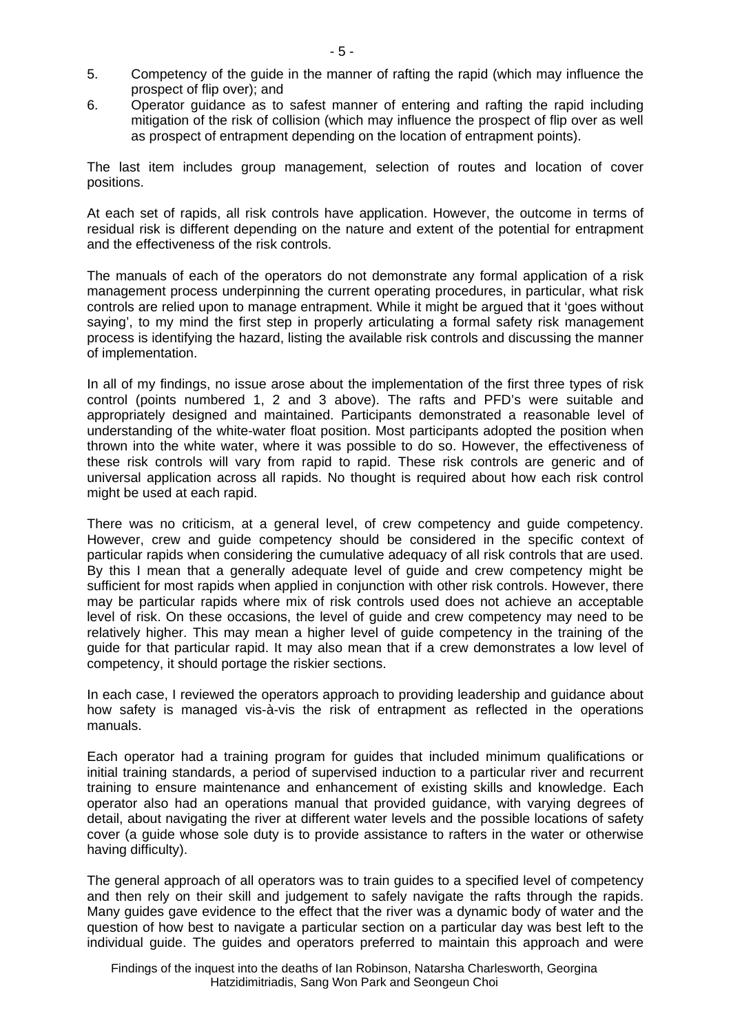5. Competency of the guide in the manner of rafting the rapid (which may influence the prospect of flip over); and
6. Operator guidance as to safest manner of entering and rafting the rapid including mitigation of the risk of collision (which may influence the prospect of flip over as well as prospect of entrapment depending on the location of entrapment points).

The last item includes group management, selection of routes and location of cover positions.

At each set of rapids, all risk controls have application. However, the outcome in terms of residual risk is different depending on the nature and extent of the potential for entrapment and the effectiveness of the risk controls.

The manuals of each of the operators do not demonstrate any formal application of a risk management process underpinning the current operating procedures, in particular, what risk controls are relied upon to manage entrapment. While it might be argued that it 'goes without saying', to my mind the first step in properly articulating a formal safety risk management process is identifying the hazard, listing the available risk controls and discussing the manner of implementation.

In all of my findings, no issue arose about the implementation of the first three types of risk control (points numbered 1, 2 and 3 above). The rafts and PFD's were suitable and appropriately designed and maintained. Participants demonstrated a reasonable level of understanding of the white-water float position. Most participants adopted the position when thrown into the white water, where it was possible to do so. However, the effectiveness of these risk controls will vary from rapid to rapid. These risk controls are generic and of universal application across all rapids. No thought is required about how each risk control might be used at each rapid.

There was no criticism, at a general level, of crew competency and guide competency. However, crew and guide competency should be considered in the specific context of particular rapids when considering the cumulative adequacy of all risk controls that are used. By this I mean that a generally adequate level of guide and crew competency might be sufficient for most rapids when applied in conjunction with other risk controls. However, there may be particular rapids where mix of risk controls used does not achieve an acceptable level of risk. On these occasions, the level of guide and crew competency may need to be relatively higher. This may mean a higher level of guide competency in the training of the guide for that particular rapid. It may also mean that if a crew demonstrates a low level of competency, it should portage the riskier sections.

In each case, I reviewed the operators approach to providing leadership and guidance about how safety is managed vis-à-vis the risk of entrapment as reflected in the operations manuals.

Each operator had a training program for guides that included minimum qualifications or initial training standards, a period of supervised induction to a particular river and recurrent training to ensure maintenance and enhancement of existing skills and knowledge. Each operator also had an operations manual that provided guidance, with varying degrees of detail, about navigating the river at different water levels and the possible locations of safety cover (a guide whose sole duty is to provide assistance to rafters in the water or otherwise having difficulty).

The general approach of all operators was to train guides to a specified level of competency and then rely on their skill and judgement to safely navigate the rafts through the rapids. Many guides gave evidence to the effect that the river was a dynamic body of water and the question of how best to navigate a particular section on a particular day was best left to the individual guide. The guides and operators preferred to maintain this approach and were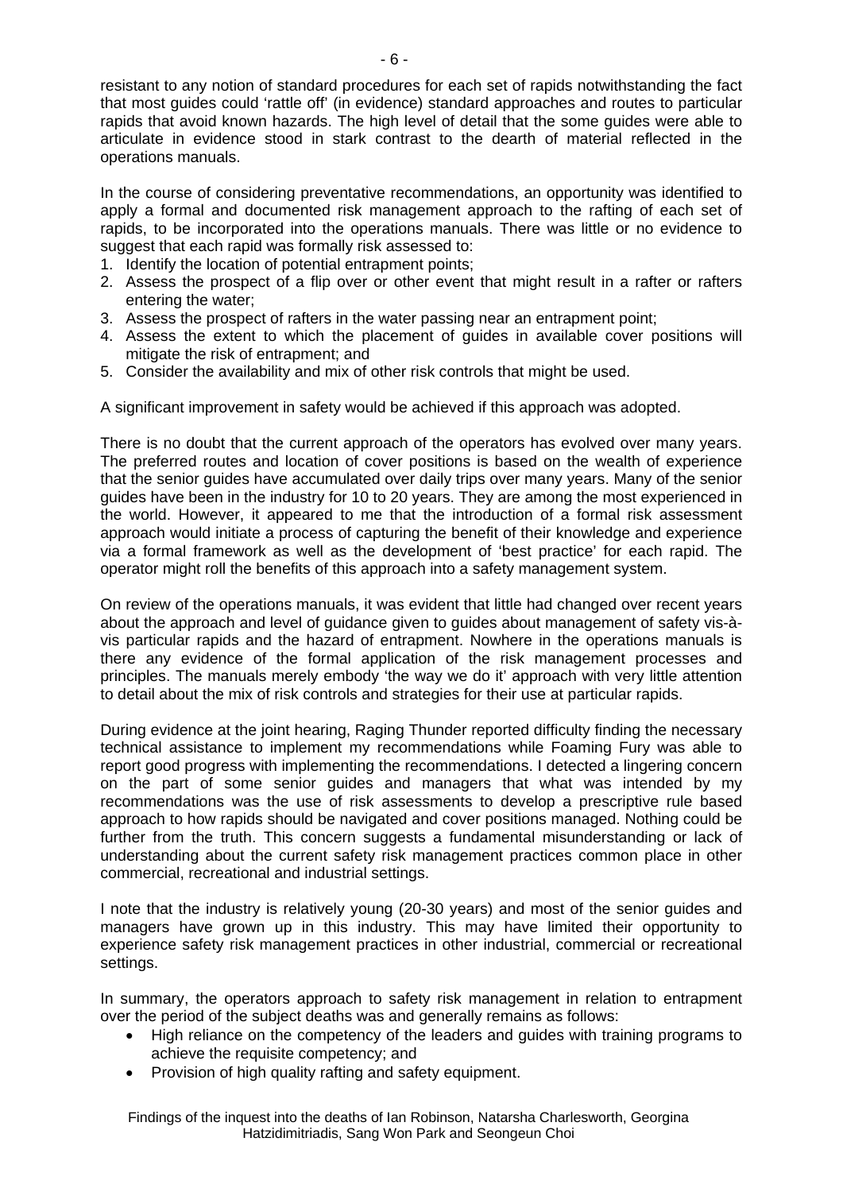resistant to any notion of standard procedures for each set of rapids notwithstanding the fact that most guides could 'rattle off' (in evidence) standard approaches and routes to particular rapids that avoid known hazards. The high level of detail that the some guides were able to articulate in evidence stood in stark contrast to the dearth of material reflected in the operations manuals.

In the course of considering preventative recommendations, an opportunity was identified to apply a formal and documented risk management approach to the rafting of each set of rapids, to be incorporated into the operations manuals. There was little or no evidence to suggest that each rapid was formally risk assessed to:

1. Identify the location of potential entrapment points;
2. Assess the prospect of a flip over or other event that might result in a rafter or rafters entering the water;
3. Assess the prospect of rafters in the water passing near an entrapment point;
4. Assess the extent to which the placement of guides in available cover positions will mitigate the risk of entrapment; and
5. Consider the availability and mix of other risk controls that might be used.

A significant improvement in safety would be achieved if this approach was adopted.

There is no doubt that the current approach of the operators has evolved over many years. The preferred routes and location of cover positions is based on the wealth of experience that the senior guides have accumulated over daily trips over many years. Many of the senior guides have been in the industry for 10 to 20 years. They are among the most experienced in the world. However, it appeared to me that the introduction of a formal risk assessment approach would initiate a process of capturing the benefit of their knowledge and experience via a formal framework as well as the development of 'best practice' for each rapid. The operator might roll the benefits of this approach into a safety management system.

On review of the operations manuals, it was evident that little had changed over recent years about the approach and level of guidance given to guides about management of safety vis-à-vis particular rapids and the hazard of entrapment. Nowhere in the operations manuals is there any evidence of the formal application of the risk management processes and principles. The manuals merely embody 'the way we do it' approach with very little attention to detail about the mix of risk controls and strategies for their use at particular rapids.

During evidence at the joint hearing, Raging Thunder reported difficulty finding the necessary technical assistance to implement my recommendations while Foaming Fury was able to report good progress with implementing the recommendations. I detected a lingering concern on the part of some senior guides and managers that what was intended by my recommendations was the use of risk assessments to develop a prescriptive rule based approach to how rapids should be navigated and cover positions managed. Nothing could be further from the truth. This concern suggests a fundamental misunderstanding or lack of understanding about the current safety risk management practices common place in other commercial, recreational and industrial settings.

I note that the industry is relatively young (20-30 years) and most of the senior guides and managers have grown up in this industry. This may have limited their opportunity to experience safety risk management practices in other industrial, commercial or recreational settings.

In summary, the operators approach to safety risk management in relation to entrapment over the period of the subject deaths was and generally remains as follows:

- High reliance on the competency of the leaders and guides with training programs to achieve the requisite competency; and
- Provision of high quality rafting and safety equipment.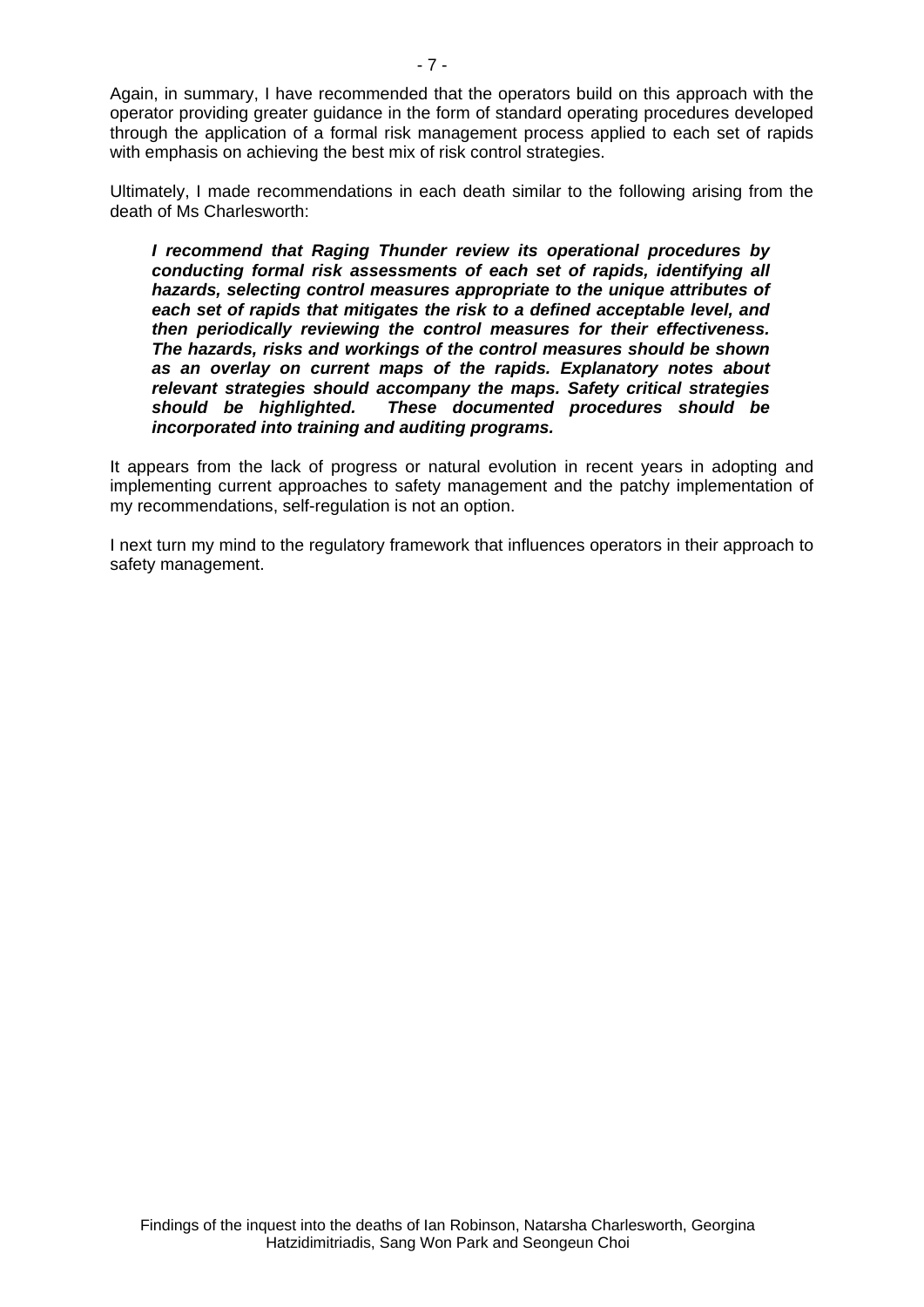Again, in summary, I have recommended that the operators build on this approach with the operator providing greater guidance in the form of standard operating procedures developed through the application of a formal risk management process applied to each set of rapids with emphasis on achieving the best mix of risk control strategies.

Ultimately, I made recommendations in each death similar to the following arising from the death of Ms Charlesworth:

> ***I recommend that Raging Thunder review its operational procedures by conducting formal risk assessments of each set of rapids, identifying all hazards, selecting control measures appropriate to the unique attributes of each set of rapids that mitigates the risk to a defined acceptable level, and then periodically reviewing the control measures for their effectiveness. The hazards, risks and workings of the control measures should be shown as an overlay on current maps of the rapids. Explanatory notes about relevant strategies should accompany the maps. Safety critical strategies should be highlighted. These documented procedures should be incorporated into training and auditing programs.***

It appears from the lack of progress or natural evolution in recent years in adopting and implementing current approaches to safety management and the patchy implementation of my recommendations, self-regulation is not an option.

I next turn my mind to the regulatory framework that influences operators in their approach to safety management.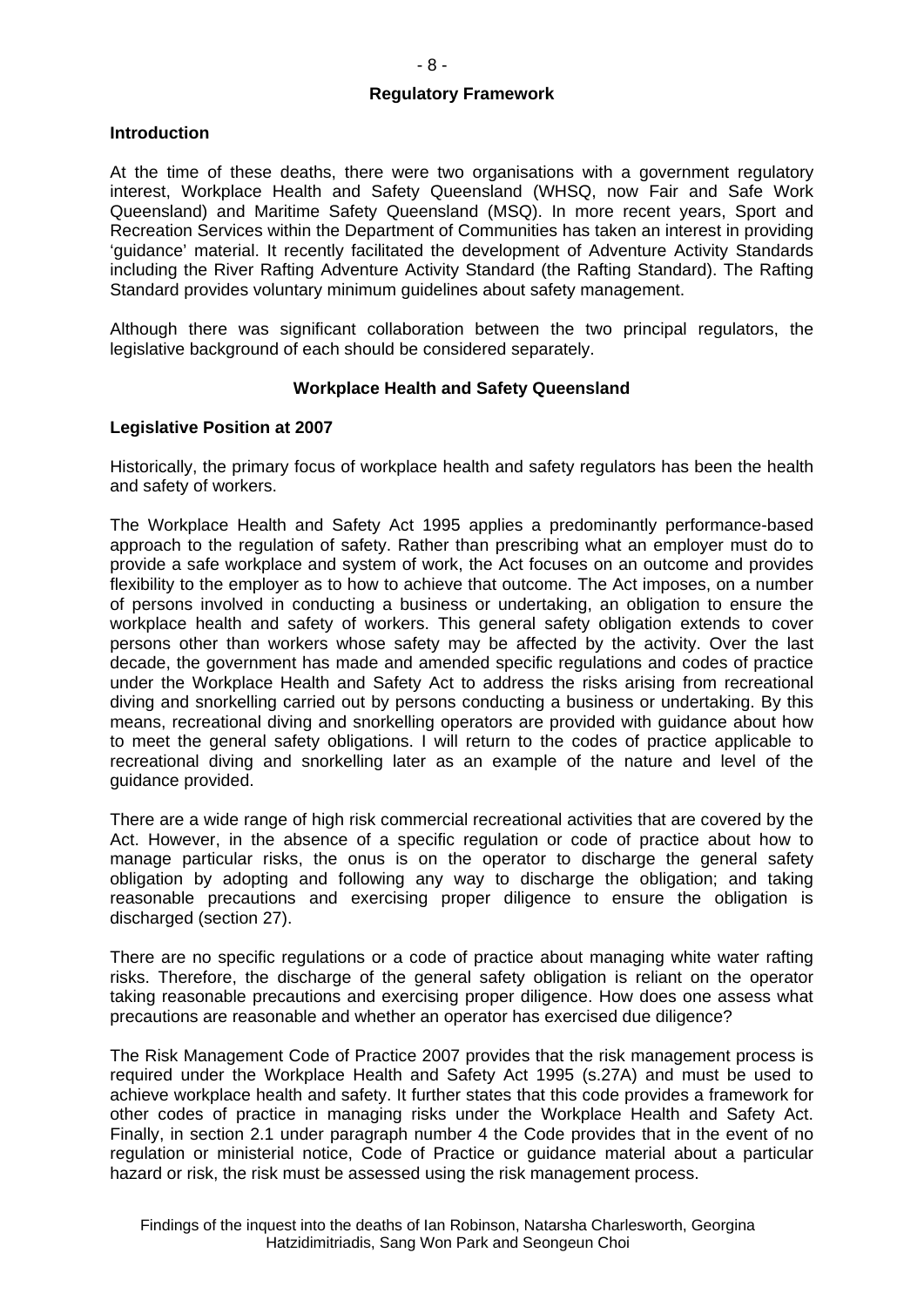## Regulatory Framework

### Introduction

At the time of these deaths, there were two organisations with a government regulatory interest, Workplace Health and Safety Queensland (WHSQ, now Fair and Safe Work Queensland) and Maritime Safety Queensland (MSQ). In more recent years, Sport and Recreation Services within the Department of Communities has taken an interest in providing 'guidance' material. It recently facilitated the development of Adventure Activity Standards including the River Rafting Adventure Activity Standard (the Rafting Standard). The Rafting Standard provides voluntary minimum guidelines about safety management.

Although there was significant collaboration between the two principal regulators, the legislative background of each should be considered separately.

## Workplace Health and Safety Queensland

### Legislative Position at 2007

Historically, the primary focus of workplace health and safety regulators has been the health and safety of workers.

The Workplace Health and Safety Act 1995 applies a predominantly performance-based approach to the regulation of safety. Rather than prescribing what an employer must do to provide a safe workplace and system of work, the Act focuses on an outcome and provides flexibility to the employer as to how to achieve that outcome. The Act imposes, on a number of persons involved in conducting a business or undertaking, an obligation to ensure the workplace health and safety of workers. This general safety obligation extends to cover persons other than workers whose safety may be affected by the activity. Over the last decade, the government has made and amended specific regulations and codes of practice under the Workplace Health and Safety Act to address the risks arising from recreational diving and snorkelling carried out by persons conducting a business or undertaking. By this means, recreational diving and snorkelling operators are provided with guidance about how to meet the general safety obligations. I will return to the codes of practice applicable to recreational diving and snorkelling later as an example of the nature and level of the guidance provided.

There are a wide range of high risk commercial recreational activities that are covered by the Act. However, in the absence of a specific regulation or code of practice about how to manage particular risks, the onus is on the operator to discharge the general safety obligation by adopting and following any way to discharge the obligation; and taking reasonable precautions and exercising proper diligence to ensure the obligation is discharged (section 27).

There are no specific regulations or a code of practice about managing white water rafting risks. Therefore, the discharge of the general safety obligation is reliant on the operator taking reasonable precautions and exercising proper diligence. How does one assess what precautions are reasonable and whether an operator has exercised due diligence?

The Risk Management Code of Practice 2007 provides that the risk management process is required under the Workplace Health and Safety Act 1995 (s.27A) and must be used to achieve workplace health and safety. It further states that this code provides a framework for other codes of practice in managing risks under the Workplace Health and Safety Act. Finally, in section 2.1 under paragraph number 4 the Code provides that in the event of no regulation or ministerial notice, Code of Practice or guidance material about a particular hazard or risk, the risk must be assessed using the risk management process.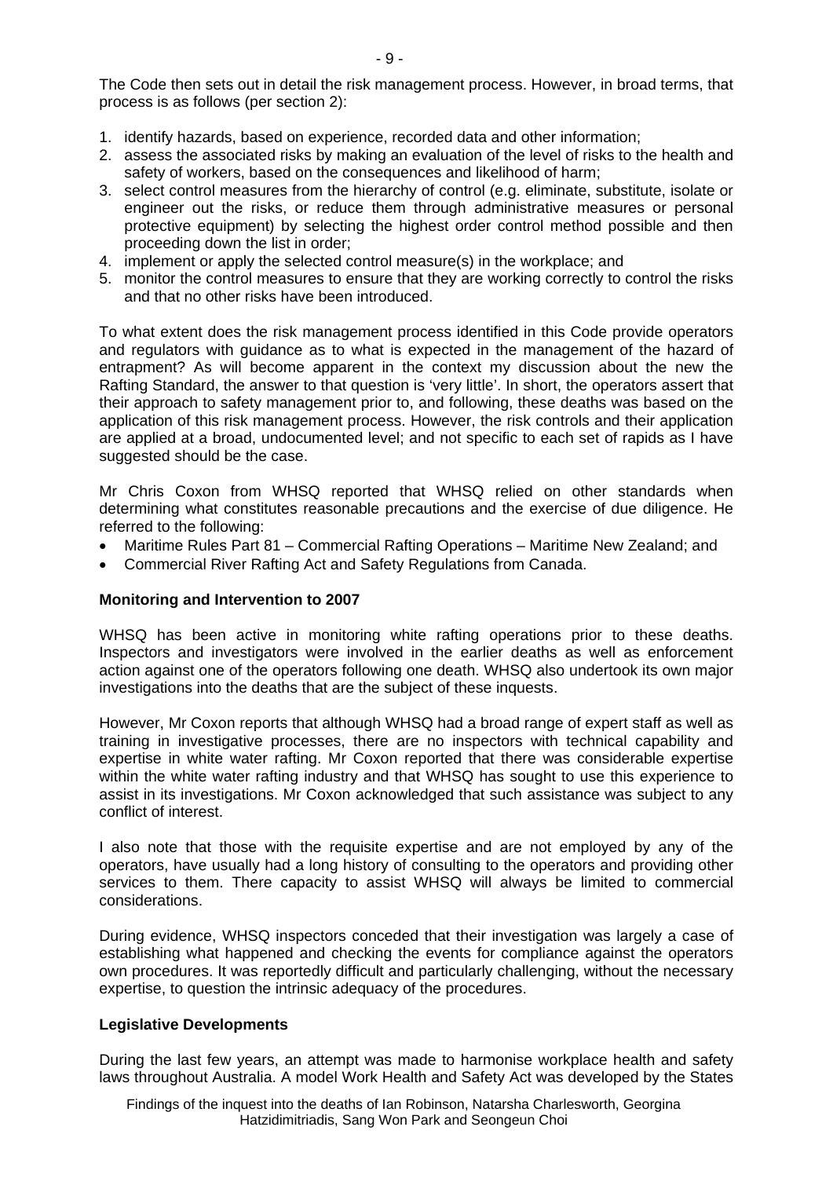The Code then sets out in detail the risk management process. However, in broad terms, that process is as follows (per section 2):

1. identify hazards, based on experience, recorded data and other information;
2. assess the associated risks by making an evaluation of the level of risks to the health and safety of workers, based on the consequences and likelihood of harm;
3. select control measures from the hierarchy of control (e.g. eliminate, substitute, isolate or engineer out the risks, or reduce them through administrative measures or personal protective equipment) by selecting the highest order control method possible and then proceeding down the list in order;
4. implement or apply the selected control measure(s) in the workplace; and
5. monitor the control measures to ensure that they are working correctly to control the risks and that no other risks have been introduced.

To what extent does the risk management process identified in this Code provide operators and regulators with guidance as to what is expected in the management of the hazard of entrapment? As will become apparent in the context my discussion about the new the Rafting Standard, the answer to that question is 'very little'. In short, the operators assert that their approach to safety management prior to, and following, these deaths was based on the application of this risk management process. However, the risk controls and their application are applied at a broad, undocumented level; and not specific to each set of rapids as I have suggested should be the case.

Mr Chris Coxon from WHSQ reported that WHSQ relied on other standards when determining what constitutes reasonable precautions and the exercise of due diligence. He referred to the following:

- Maritime Rules Part 81 – Commercial Rafting Operations – Maritime New Zealand; and
- Commercial River Rafting Act and Safety Regulations from Canada.

**Monitoring and Intervention to 2007**

WHSQ has been active in monitoring white rafting operations prior to these deaths. Inspectors and investigators were involved in the earlier deaths as well as enforcement action against one of the operators following one death. WHSQ also undertook its own major investigations into the deaths that are the subject of these inquests.

However, Mr Coxon reports that although WHSQ had a broad range of expert staff as well as training in investigative processes, there are no inspectors with technical capability and expertise in white water rafting. Mr Coxon reported that there was considerable expertise within the white water rafting industry and that WHSQ has sought to use this experience to assist in its investigations. Mr Coxon acknowledged that such assistance was subject to any conflict of interest.

I also note that those with the requisite expertise and are not employed by any of the operators, have usually had a long history of consulting to the operators and providing other services to them. There capacity to assist WHSQ will always be limited to commercial considerations.

During evidence, WHSQ inspectors conceded that their investigation was largely a case of establishing what happened and checking the events for compliance against the operators own procedures. It was reportedly difficult and particularly challenging, without the necessary expertise, to question the intrinsic adequacy of the procedures.

**Legislative Developments**

During the last few years, an attempt was made to harmonise workplace health and safety laws throughout Australia. A model Work Health and Safety Act was developed by the States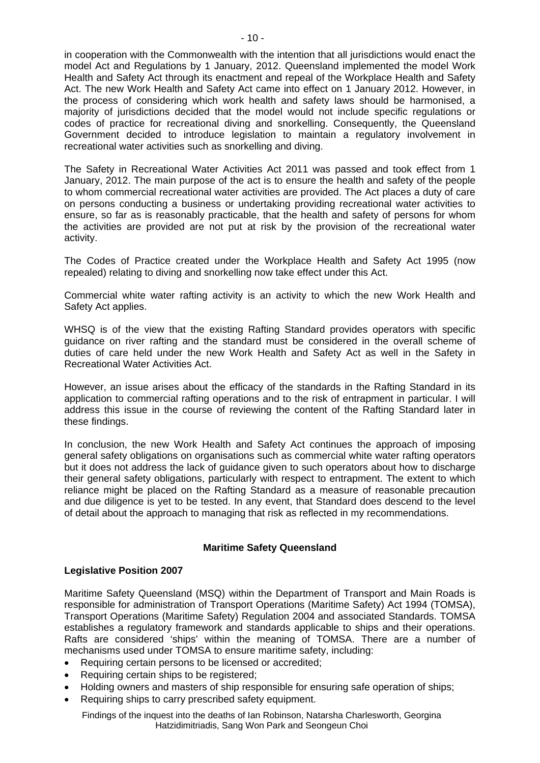in cooperation with the Commonwealth with the intention that all jurisdictions would enact the model Act and Regulations by 1 January, 2012. Queensland implemented the model Work Health and Safety Act through its enactment and repeal of the Workplace Health and Safety Act. The new Work Health and Safety Act came into effect on 1 January 2012. However, in the process of considering which work health and safety laws should be harmonised, a majority of jurisdictions decided that the model would not include specific regulations or codes of practice for recreational diving and snorkelling. Consequently, the Queensland Government decided to introduce legislation to maintain a regulatory involvement in recreational water activities such as snorkelling and diving.

The Safety in Recreational Water Activities Act 2011 was passed and took effect from 1 January, 2012. The main purpose of the act is to ensure the health and safety of the people to whom commercial recreational water activities are provided. The Act places a duty of care on persons conducting a business or undertaking providing recreational water activities to ensure, so far as is reasonably practicable, that the health and safety of persons for whom the activities are provided are not put at risk by the provision of the recreational water activity.

The Codes of Practice created under the Workplace Health and Safety Act 1995 (now repealed) relating to diving and snorkelling now take effect under this Act.

Commercial white water rafting activity is an activity to which the new Work Health and Safety Act applies.

WHSQ is of the view that the existing Rafting Standard provides operators with specific guidance on river rafting and the standard must be considered in the overall scheme of duties of care held under the new Work Health and Safety Act as well in the Safety in Recreational Water Activities Act.

However, an issue arises about the efficacy of the standards in the Rafting Standard in its application to commercial rafting operations and to the risk of entrapment in particular. I will address this issue in the course of reviewing the content of the Rafting Standard later in these findings.

In conclusion, the new Work Health and Safety Act continues the approach of imposing general safety obligations on organisations such as commercial white water rafting operators but it does not address the lack of guidance given to such operators about how to discharge their general safety obligations, particularly with respect to entrapment. The extent to which reliance might be placed on the Rafting Standard as a measure of reasonable precaution and due diligence is yet to be tested. In any event, that Standard does descend to the level of detail about the approach to managing that risk as reflected in my recommendations.

## Maritime Safety Queensland

### Legislative Position 2007

Maritime Safety Queensland (MSQ) within the Department of Transport and Main Roads is responsible for administration of Transport Operations (Maritime Safety) Act 1994 (TOMSA), Transport Operations (Maritime Safety) Regulation 2004 and associated Standards. TOMSA establishes a regulatory framework and standards applicable to ships and their operations. Rafts are considered 'ships' within the meaning of TOMSA. There are a number of mechanisms used under TOMSA to ensure maritime safety, including:

- Requiring certain persons to be licensed or accredited;
- Requiring certain ships to be registered;
- Holding owners and masters of ship responsible for ensuring safe operation of ships;
- Requiring ships to carry prescribed safety equipment.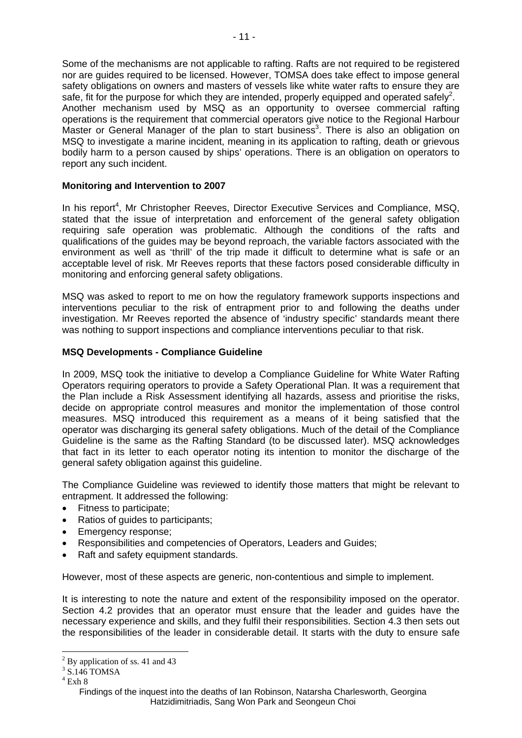Some of the mechanisms are not applicable to rafting. Rafts are not required to be registered nor are guides required to be licensed. However, TOMSA does take effect to impose general safety obligations on owners and masters of vessels like white water rafts to ensure they are safe, fit for the purpose for which they are intended, properly equipped and operated safely[2]. Another mechanism used by MSQ as an opportunity to oversee commercial rafting operations is the requirement that commercial operators give notice to the Regional Harbour Master or General Manager of the plan to start business[3]. There is also an obligation on MSQ to investigate a marine incident, meaning in its application to rafting, death or grievous bodily harm to a person caused by ships' operations. There is an obligation on operators to report any such incident.

**Monitoring and Intervention to 2007**

In his report[4], Mr Christopher Reeves, Director Executive Services and Compliance, MSQ, stated that the issue of interpretation and enforcement of the general safety obligation requiring safe operation was problematic. Although the conditions of the rafts and qualifications of the guides may be beyond reproach, the variable factors associated with the environment as well as 'thrill' of the trip made it difficult to determine what is safe or an acceptable level of risk. Mr Reeves reports that these factors posed considerable difficulty in monitoring and enforcing general safety obligations.

MSQ was asked to report to me on how the regulatory framework supports inspections and interventions peculiar to the risk of entrapment prior to and following the deaths under investigation. Mr Reeves reported the absence of 'industry specific' standards meant there was nothing to support inspections and compliance interventions peculiar to that risk.

**MSQ Developments - Compliance Guideline**

In 2009, MSQ took the initiative to develop a Compliance Guideline for White Water Rafting Operators requiring operators to provide a Safety Operational Plan. It was a requirement that the Plan include a Risk Assessment identifying all hazards, assess and prioritise the risks, decide on appropriate control measures and monitor the implementation of those control measures. MSQ introduced this requirement as a means of it being satisfied that the operator was discharging its general safety obligations. Much of the detail of the Compliance Guideline is the same as the Rafting Standard (to be discussed later). MSQ acknowledges that fact in its letter to each operator noting its intention to monitor the discharge of the general safety obligation against this guideline.

The Compliance Guideline was reviewed to identify those matters that might be relevant to entrapment. It addressed the following:

- Fitness to participate;
- Ratios of guides to participants;
- Emergency response;
- Responsibilities and competencies of Operators, Leaders and Guides;
- Raft and safety equipment standards.

However, most of these aspects are generic, non-contentious and simple to implement.

It is interesting to note the nature and extent of the responsibility imposed on the operator. Section 4.2 provides that an operator must ensure that the leader and guides have the necessary experience and skills, and they fulfil their responsibilities. Section 4.3 then sets out the responsibilities of the leader in considerable detail. It starts with the duty to ensure safe

---

[2] By application of ss. 41 and 43

[3] S.146 TOMSA

[4] Exh 8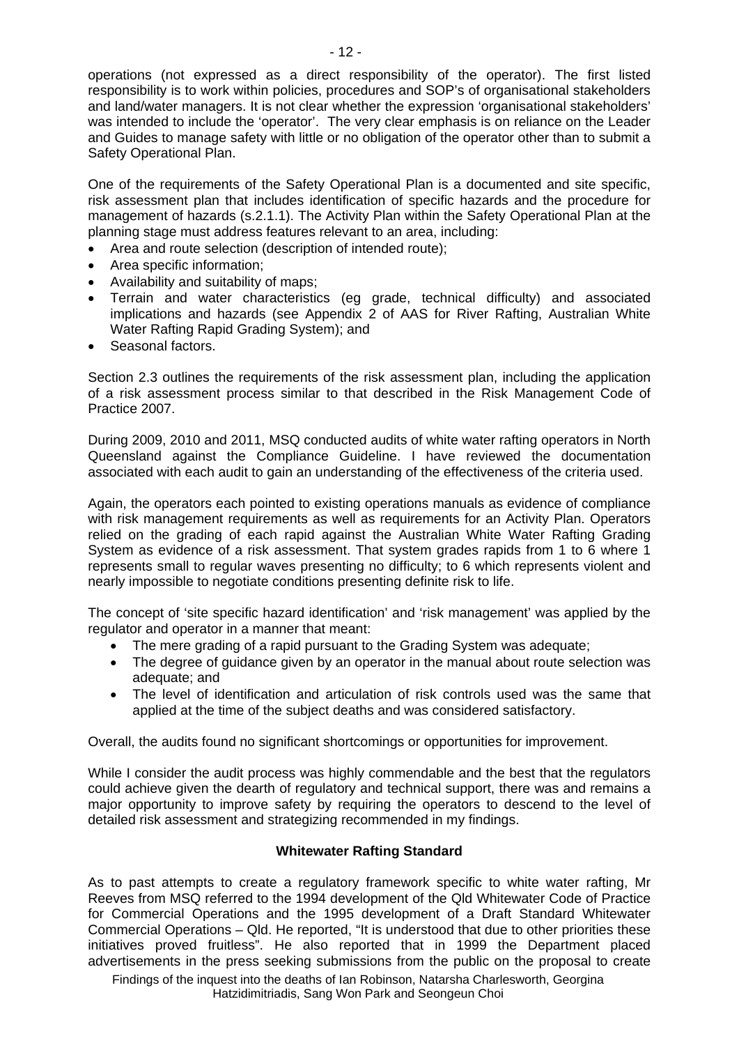operations (not expressed as a direct responsibility of the operator). The first listed responsibility is to work within policies, procedures and SOP's of organisational stakeholders and land/water managers. It is not clear whether the expression 'organisational stakeholders' was intended to include the 'operator'. The very clear emphasis is on reliance on the Leader and Guides to manage safety with little or no obligation of the operator other than to submit a Safety Operational Plan.

One of the requirements of the Safety Operational Plan is a documented and site specific, risk assessment plan that includes identification of specific hazards and the procedure for management of hazards (s.2.1.1). The Activity Plan within the Safety Operational Plan at the planning stage must address features relevant to an area, including:

- Area and route selection (description of intended route);
- Area specific information;
- Availability and suitability of maps;
- Terrain and water characteristics (eg grade, technical difficulty) and associated implications and hazards (see Appendix 2 of AAS for River Rafting, Australian White Water Rafting Rapid Grading System); and
- Seasonal factors.

Section 2.3 outlines the requirements of the risk assessment plan, including the application of a risk assessment process similar to that described in the Risk Management Code of Practice 2007.

During 2009, 2010 and 2011, MSQ conducted audits of white water rafting operators in North Queensland against the Compliance Guideline. I have reviewed the documentation associated with each audit to gain an understanding of the effectiveness of the criteria used.

Again, the operators each pointed to existing operations manuals as evidence of compliance with risk management requirements as well as requirements for an Activity Plan. Operators relied on the grading of each rapid against the Australian White Water Rafting Grading System as evidence of a risk assessment. That system grades rapids from 1 to 6 where 1 represents small to regular waves presenting no difficulty; to 6 which represents violent and nearly impossible to negotiate conditions presenting definite risk to life.

The concept of 'site specific hazard identification' and 'risk management' was applied by the regulator and operator in a manner that meant:

- The mere grading of a rapid pursuant to the Grading System was adequate;
- The degree of guidance given by an operator in the manual about route selection was adequate; and
- The level of identification and articulation of risk controls used was the same that applied at the time of the subject deaths and was considered satisfactory.

Overall, the audits found no significant shortcomings or opportunities for improvement.

While I consider the audit process was highly commendable and the best that the regulators could achieve given the dearth of regulatory and technical support, there was and remains a major opportunity to improve safety by requiring the operators to descend to the level of detailed risk assessment and strategizing recommended in my findings.

**Whitewater Rafting Standard**

As to past attempts to create a regulatory framework specific to white water rafting, Mr Reeves from MSQ referred to the 1994 development of the Qld Whitewater Code of Practice for Commercial Operations and the 1995 development of a Draft Standard Whitewater Commercial Operations – Qld. He reported, "It is understood that due to other priorities these initiatives proved fruitless". He also reported that in 1999 the Department placed advertisements in the press seeking submissions from the public on the proposal to create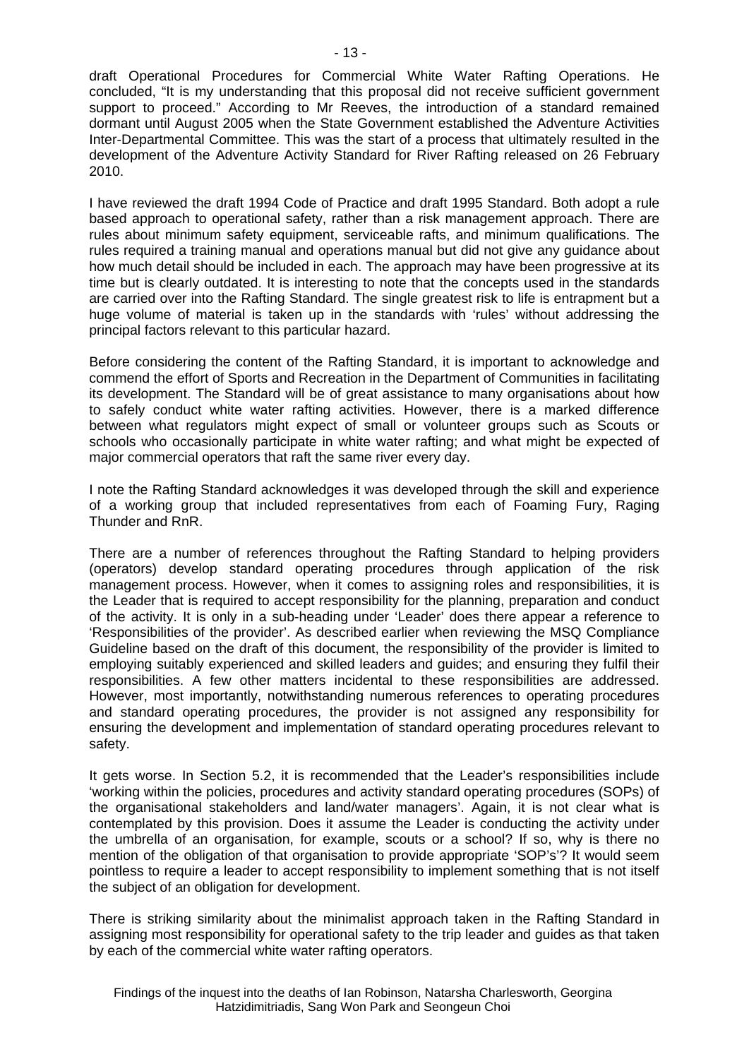draft Operational Procedures for Commercial White Water Rafting Operations. He concluded, "It is my understanding that this proposal did not receive sufficient government support to proceed." According to Mr Reeves, the introduction of a standard remained dormant until August 2005 when the State Government established the Adventure Activities Inter-Departmental Committee. This was the start of a process that ultimately resulted in the development of the Adventure Activity Standard for River Rafting released on 26 February 2010.

I have reviewed the draft 1994 Code of Practice and draft 1995 Standard. Both adopt a rule based approach to operational safety, rather than a risk management approach. There are rules about minimum safety equipment, serviceable rafts, and minimum qualifications. The rules required a training manual and operations manual but did not give any guidance about how much detail should be included in each. The approach may have been progressive at its time but is clearly outdated. It is interesting to note that the concepts used in the standards are carried over into the Rafting Standard. The single greatest risk to life is entrapment but a huge volume of material is taken up in the standards with 'rules' without addressing the principal factors relevant to this particular hazard.

Before considering the content of the Rafting Standard, it is important to acknowledge and commend the effort of Sports and Recreation in the Department of Communities in facilitating its development. The Standard will be of great assistance to many organisations about how to safely conduct white water rafting activities. However, there is a marked difference between what regulators might expect of small or volunteer groups such as Scouts or schools who occasionally participate in white water rafting; and what might be expected of major commercial operators that raft the same river every day.

I note the Rafting Standard acknowledges it was developed through the skill and experience of a working group that included representatives from each of Foaming Fury, Raging Thunder and RnR.

There are a number of references throughout the Rafting Standard to helping providers (operators) develop standard operating procedures through application of the risk management process. However, when it comes to assigning roles and responsibilities, it is the Leader that is required to accept responsibility for the planning, preparation and conduct of the activity. It is only in a sub-heading under 'Leader' does there appear a reference to 'Responsibilities of the provider'. As described earlier when reviewing the MSQ Compliance Guideline based on the draft of this document, the responsibility of the provider is limited to employing suitably experienced and skilled leaders and guides; and ensuring they fulfil their responsibilities. A few other matters incidental to these responsibilities are addressed. However, most importantly, notwithstanding numerous references to operating procedures and standard operating procedures, the provider is not assigned any responsibility for ensuring the development and implementation of standard operating procedures relevant to safety.

It gets worse. In Section 5.2, it is recommended that the Leader's responsibilities include 'working within the policies, procedures and activity standard operating procedures (SOPs) of the organisational stakeholders and land/water managers'. Again, it is not clear what is contemplated by this provision. Does it assume the Leader is conducting the activity under the umbrella of an organisation, for example, scouts or a school? If so, why is there no mention of the obligation of that organisation to provide appropriate 'SOP's'? It would seem pointless to require a leader to accept responsibility to implement something that is not itself the subject of an obligation for development.

There is striking similarity about the minimalist approach taken in the Rafting Standard in assigning most responsibility for operational safety to the trip leader and guides as that taken by each of the commercial white water rafting operators.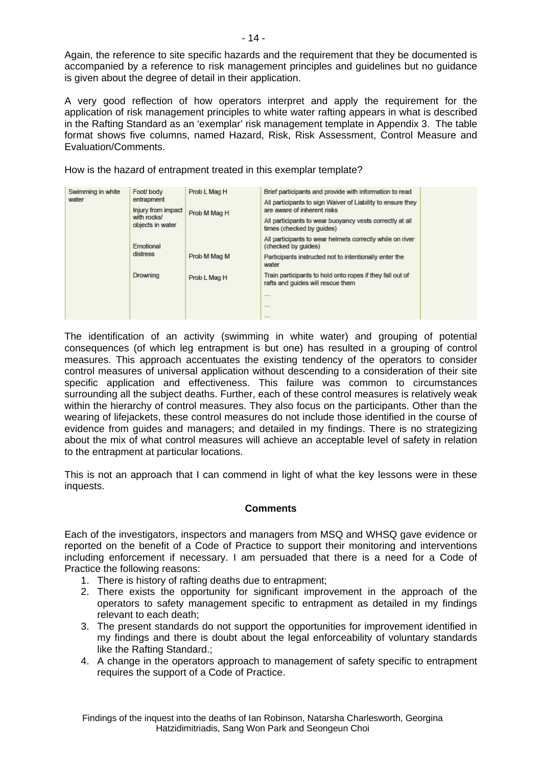Again, the reference to site specific hazards and the requirement that they be documented is accompanied by a reference to risk management principles and guidelines but no guidance is given about the degree of detail in their application.

A very good reflection of how operators interpret and apply the requirement for the application of risk management principles to white water rafting appears in what is described in the Rafting Standard as an 'exemplar' risk management template in Appendix 3. The table format shows five columns, named Hazard, Risk, Risk Assessment, Control Measure and Evaluation/Comments.

How is the hazard of entrapment treated in this exemplar template?

| | | | | |
|---|---|---|---|---|
| Swimming in white water | Foot/ body entrapment<br>Injury from impact with rocks/ objects in water<br>Emotional distress<br>Drowning | Prob L Mag H<br>Prob M Mag H<br>Prob M Mag M<br>Prob L Mag H | Brief participants and provide with information to read<br>All participants to sign Waiver of Liability to ensure they are aware of inherent risks<br>All participants to wear buoyancy vests correctly at all times (checked by guides)<br>All participants to wear helmets correctly while on river (checked by guides)<br>Participants instructed not to intentionally enter the water<br>Train participants to hold onto ropes if they fall out of rafts and guides will rescue them<br>…<br>…<br>… | |

The identification of an activity (swimming in white water) and grouping of potential consequences (of which leg entrapment is but one) has resulted in a grouping of control measures. This approach accentuates the existing tendency of the operators to consider control measures of universal application without descending to a consideration of their site specific application and effectiveness. This failure was common to circumstances surrounding all the subject deaths. Further, each of these control measures is relatively weak within the hierarchy of control measures. They also focus on the participants. Other than the wearing of lifejackets, these control measures do not include those identified in the course of evidence from guides and managers; and detailed in my findings. There is no strategizing about the mix of what control measures will achieve an acceptable level of safety in relation to the entrapment at particular locations.

This is not an approach that I can commend in light of what the key lessons were in these inquests.

**Comments**

Each of the investigators, inspectors and managers from MSQ and WHSQ gave evidence or reported on the benefit of a Code of Practice to support their monitoring and interventions including enforcement if necessary. I am persuaded that there is a need for a Code of Practice the following reasons:

1. There is history of rafting deaths due to entrapment;
2. There exists the opportunity for significant improvement in the approach of the operators to safety management specific to entrapment as detailed in my findings relevant to each death;
3. The present standards do not support the opportunities for improvement identified in my findings and there is doubt about the legal enforceability of voluntary standards like the Rafting Standard.;
4. A change in the operators approach to management of safety specific to entrapment requires the support of a Code of Practice.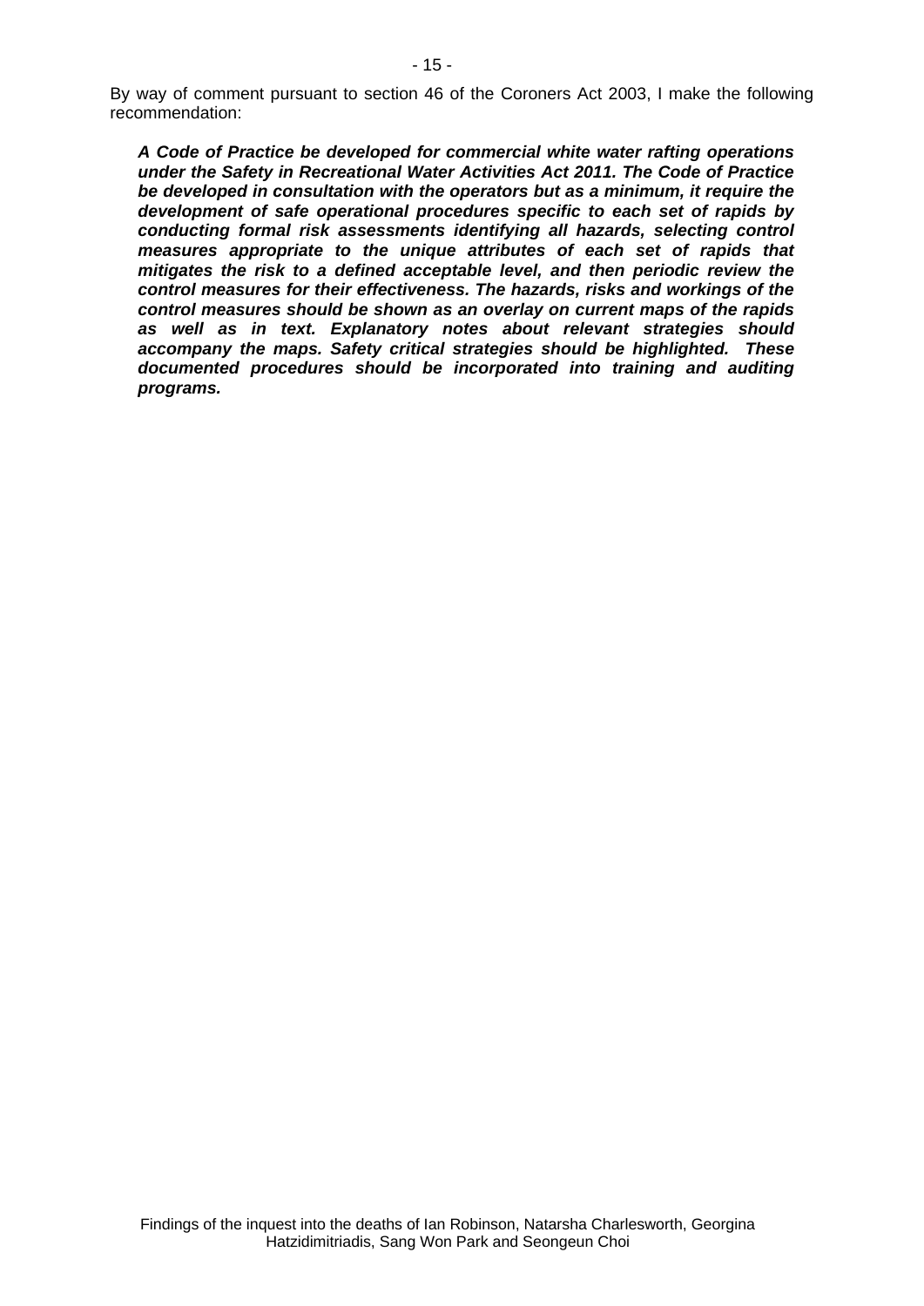By way of comment pursuant to section 46 of the Coroners Act 2003, I make the following recommendation:

***A Code of Practice be developed for commercial white water rafting operations under the Safety in Recreational Water Activities Act 2011. The Code of Practice be developed in consultation with the operators but as a minimum, it require the development of safe operational procedures specific to each set of rapids by conducting formal risk assessments identifying all hazards, selecting control measures appropriate to the unique attributes of each set of rapids that mitigates the risk to a defined acceptable level, and then periodic review the control measures for their effectiveness. The hazards, risks and workings of the control measures should be shown as an overlay on current maps of the rapids as well as in text. Explanatory notes about relevant strategies should accompany the maps. Safety critical strategies should be highlighted. These documented procedures should be incorporated into training and auditing programs.***